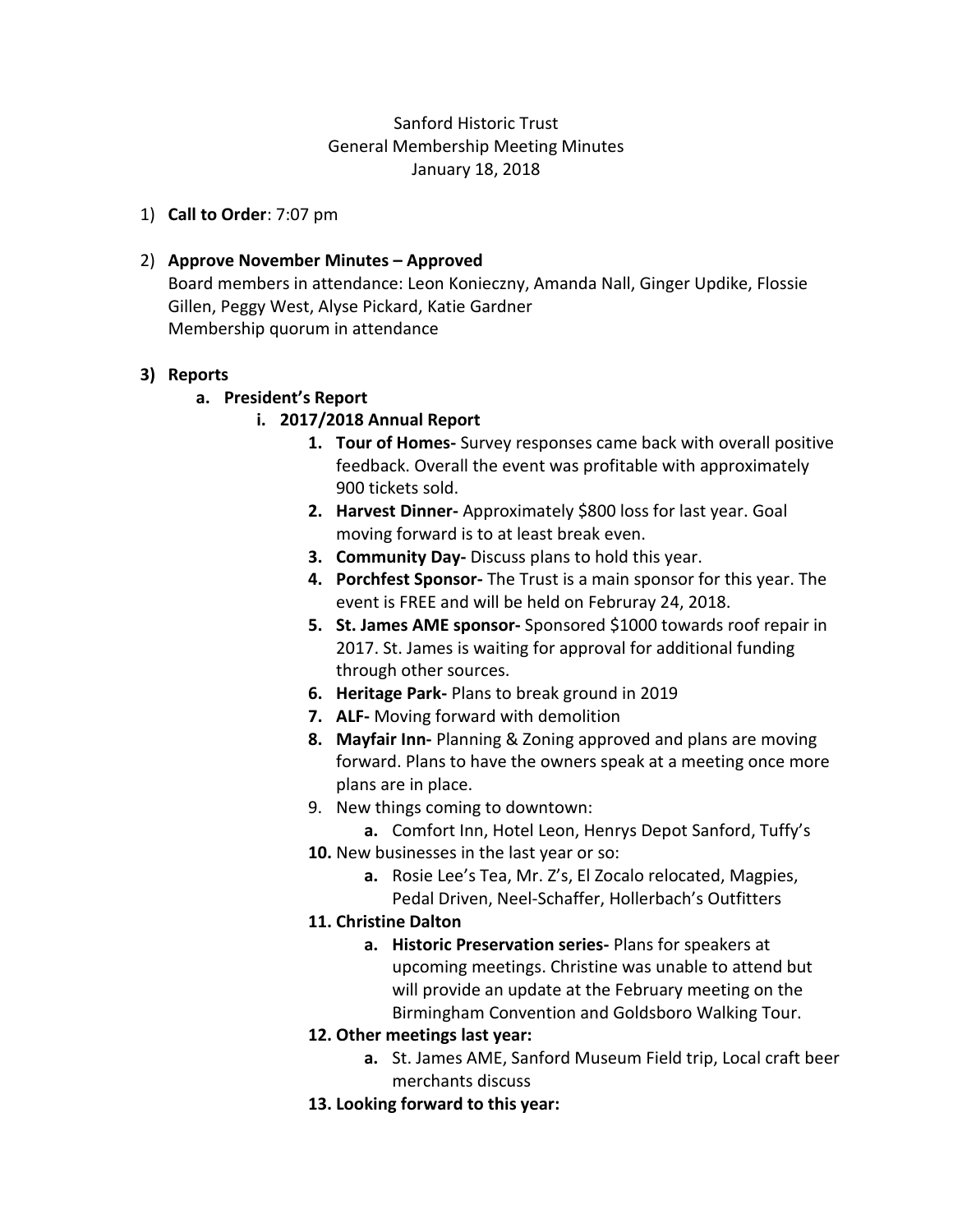# Sanford Historic Trust
## General Membership Meeting Minutes
### January 18, 2018

1) **Call to Order**: 7:07 pm

2) **Approve November Minutes – Approved**
   Board members in attendance: Leon Konieczny, Amanda Nall, Ginger Updike, Flossie Gillen, Peggy West, Alyse Pickard, Katie Gardner
   Membership quorum in attendance

3) **Reports**
   a. **President's Report**
      i. **2017/2018 Annual Report**
         1. **Tour of Homes-** Survey responses came back with overall positive feedback. Overall the event was profitable with approximately 900 tickets sold.
         2. **Harvest Dinner-** Approximately $800 loss for last year. Goal moving forward is to at least break even.
         3. **Community Day-** Discuss plans to hold this year.
         4. **Porchfest Sponsor-** The Trust is a main sponsor for this year. The event is FREE and will be held on Februray 24, 2018.
         5. **St. James AME sponsor-** Sponsored $1000 towards roof repair in 2017. St. James is waiting for approval for additional funding through other sources.
         6. **Heritage Park-** Plans to break ground in 2019
         7. **ALF-** Moving forward with demolition
         8. **Mayfair Inn-** Planning & Zoning approved and plans are moving forward. Plans to have the owners speak at a meeting once more plans are in place.
         9. New things coming to downtown:
            a. Comfort Inn, Hotel Leon, Henrys Depot Sanford, Tuffy's
         10. New businesses in the last year or so:
            a. Rosie Lee's Tea, Mr. Z's, El Zocalo relocated, Magpies, Pedal Driven, Neel-Schaffer, Hollerbach's Outfitters
         11. **Christine Dalton**
            a. **Historic Preservation series-** Plans for speakers at upcoming meetings. Christine was unable to attend but will provide an update at the February meeting on the Birmingham Convention and Goldsboro Walking Tour.
         12. **Other meetings last year:**
            a. St. James AME, Sanford Museum Field trip, Local craft beer merchants discuss
         13. **Looking forward to this year:**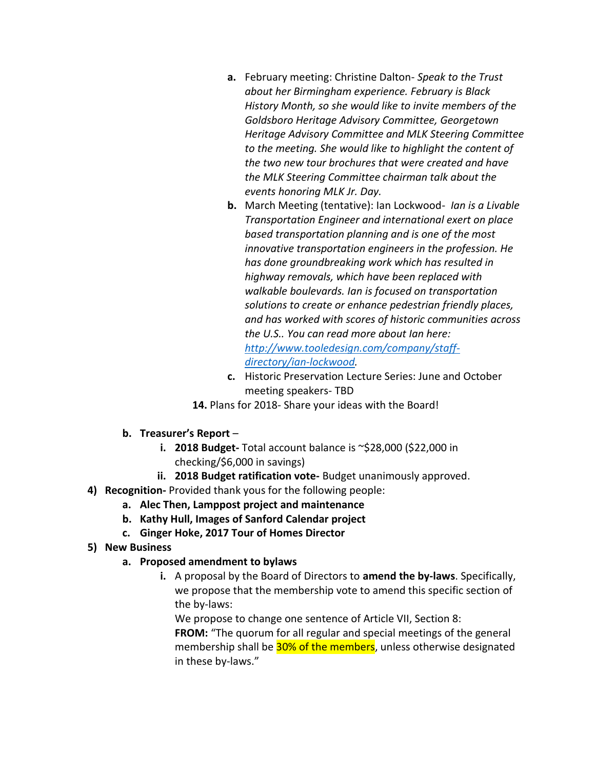a. February meeting: Christine Dalton- *Speak to the Trust about her Birmingham experience. February is Black History Month, so she would like to invite members of the Goldsboro Heritage Advisory Committee, Georgetown Heritage Advisory Committee and MLK Steering Committee to the meeting. She would like to highlight the content of the two new tour brochures that were created and have the MLK Steering Committee chairman talk about the events honoring MLK Jr. Day.*

b. March Meeting (tentative): Ian Lockwood- *Ian is a Livable Transportation Engineer and international exert on place based transportation planning and is one of the most innovative transportation engineers in the profession. He has done groundbreaking work which has resulted in highway removals, which have been replaced with walkable boulevards. Ian is focused on transportation solutions to create or enhance pedestrian friendly places, and has worked with scores of historic communities across the U.S.. You can read more about Ian here: [http://www.tooledesign.com/company/staff-directory/ian-lockwood](http://www.tooledesign.com/company/staff-directory/ian-lockwood).*

c. Historic Preservation Lecture Series: June and October meeting speakers- TBD

14. Plans for 2018- Share your ideas with the Board!

b. **Treasurer's Report** –
   i. **2018 Budget-** Total account balance is ~$28,000 ($22,000 in checking/$6,000 in savings)
   ii. **2018 Budget ratification vote-** Budget unanimously approved.

4) **Recognition-** Provided thank yous for the following people:
   a. **Alec Then, Lamppost project and maintenance**
   b. **Kathy Hull, Images of Sanford Calendar project**
   c. **Ginger Hoke, 2017 Tour of Homes Director**

5) **New Business**
   a. **Proposed amendment to bylaws**
      i. A proposal by the Board of Directors to **amend the by-laws**. Specifically, we propose that the membership vote to amend this specific section of the by-laws:
         We propose to change one sentence of Article VII, Section 8:
         **FROM:** "The quorum for all regular and special meetings of the general membership shall be 30% of the members, unless otherwise designated in these by-laws."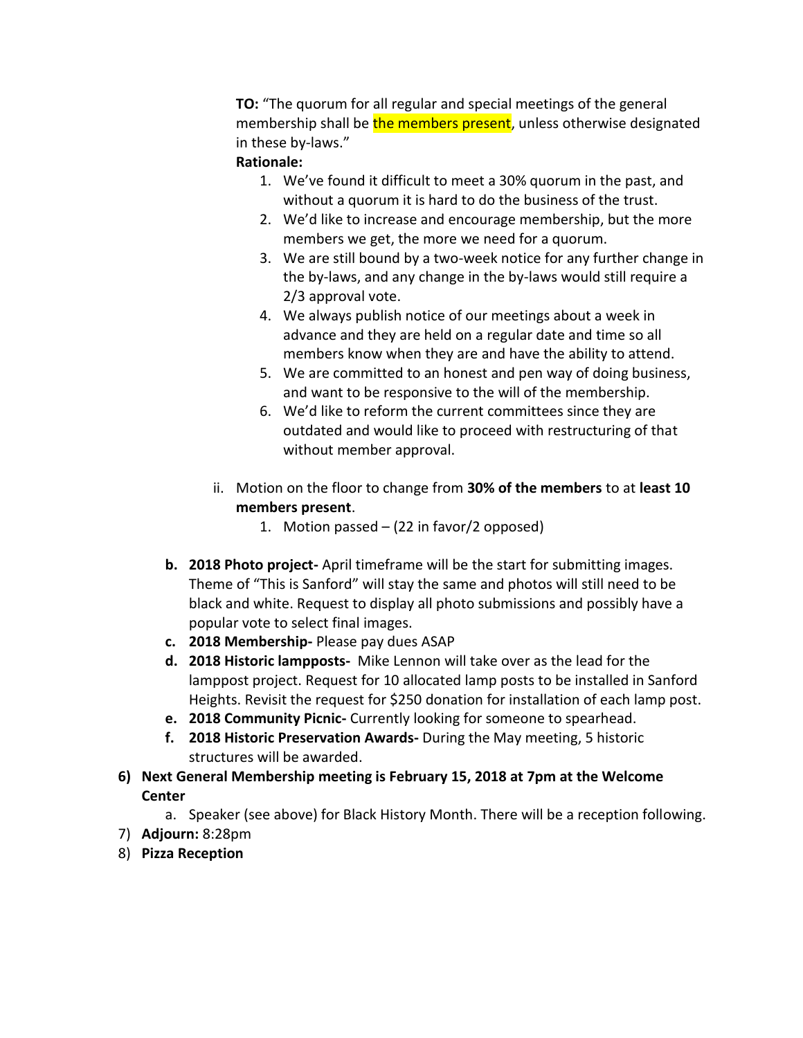**TO:** "The quorum for all regular and special meetings of the general membership shall be the members present, unless otherwise designated in these by-laws."

**Rationale:**

1. We've found it difficult to meet a 30% quorum in the past, and without a quorum it is hard to do the business of the trust.
2. We'd like to increase and encourage membership, but the more members we get, the more we need for a quorum.
3. We are still bound by a two-week notice for any further change in the by-laws, and any change in the by-laws would still require a 2/3 approval vote.
4. We always publish notice of our meetings about a week in advance and they are held on a regular date and time so all members know when they are and have the ability to attend.
5. We are committed to an honest and pen way of doing business, and want to be responsive to the will of the membership.
6. We'd like to reform the current committees since they are outdated and would like to proceed with restructuring of that without member approval.

ii. Motion on the floor to change from **30% of the members** to at **least 10 members present**.

1. Motion passed – (22 in favor/2 opposed)

b. **2018 Photo project-** April timeframe will be the start for submitting images. Theme of "This is Sanford" will stay the same and photos will still need to be black and white. Request to display all photo submissions and possibly have a popular vote to select final images.

c. **2018 Membership-** Please pay dues ASAP

d. **2018 Historic lampposts-** Mike Lennon will take over as the lead for the lamppost project. Request for 10 allocated lamp posts to be installed in Sanford Heights. Revisit the request for $250 donation for installation of each lamp post.

e. **2018 Community Picnic-** Currently looking for someone to spearhead.

f. **2018 Historic Preservation Awards-** During the May meeting, 5 historic structures will be awarded.

6) **Next General Membership meeting is February 15, 2018 at 7pm at the Welcome Center**

   a. Speaker (see above) for Black History Month. There will be a reception following.

7) **Adjourn:** 8:28pm

8) **Pizza Reception**